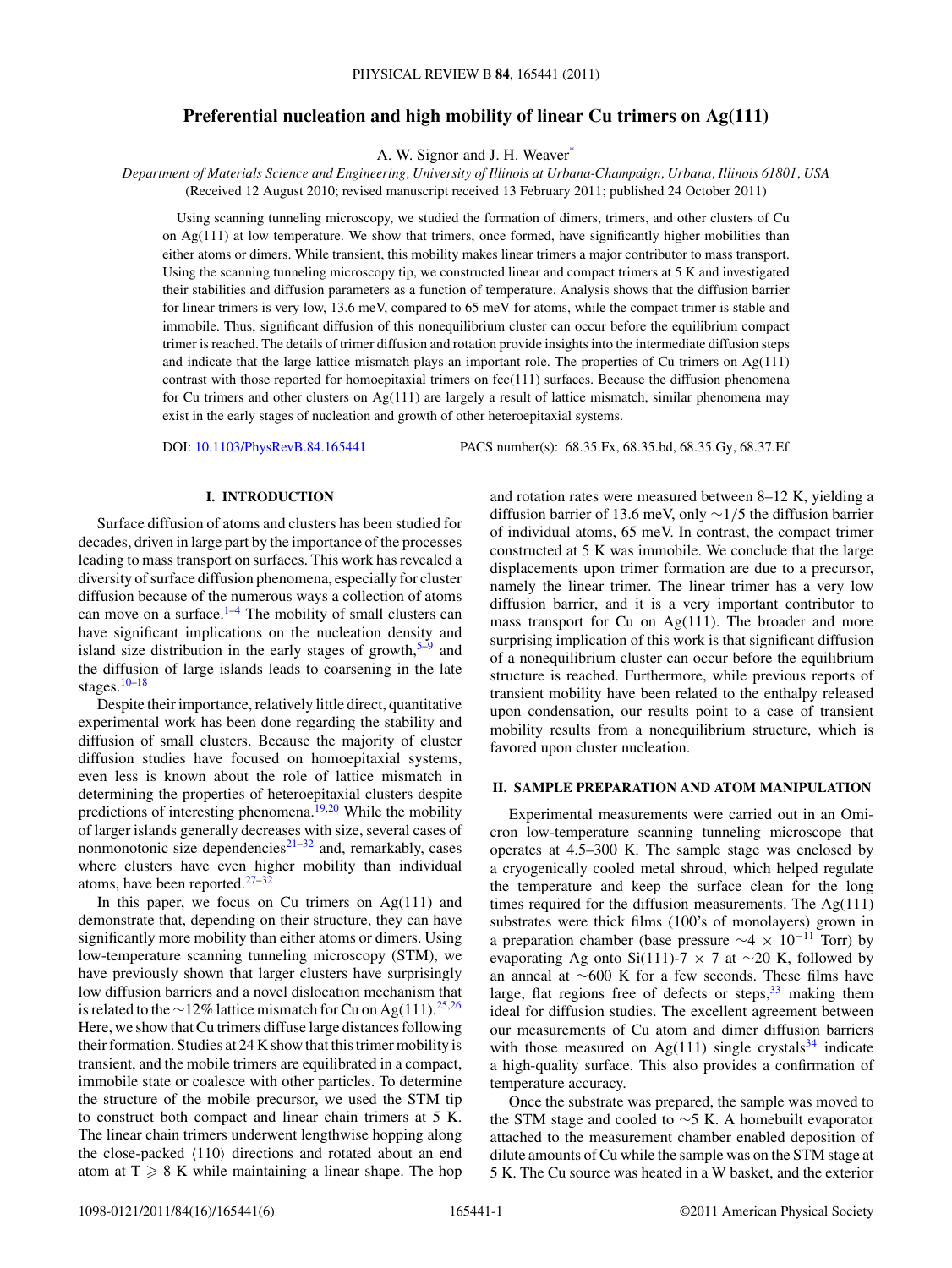# Preferential nucleation and high mobility of linear Cu trimers on Ag(111)

A. W. Signor and J. H. Weaver[*]

*Department of Materials Science and Engineering, University of Illinois at Urbana-Champaign, Urbana, Illinois 61801, USA*

(Received 12 August 2010; revised manuscript received 13 February 2011; published 24 October 2011)

Using scanning tunneling microscopy, we studied the formation of dimers, trimers, and other clusters of Cu on Ag(111) at low temperature. We show that trimers, once formed, have significantly higher mobilities than either atoms or dimers. While transient, this mobility makes linear trimers a major contributor to mass transport. Using the scanning tunneling microscopy tip, we constructed linear and compact trimers at 5 K and investigated their stabilities and diffusion parameters as a function of temperature. Analysis shows that the diffusion barrier for linear trimers is very low, 13.6 meV, compared to 65 meV for atoms, while the compact trimer is stable and immobile. Thus, significant diffusion of this nonequilibrium cluster can occur before the equilibrium compact trimer is reached. The details of trimer diffusion and rotation provide insights into the intermediate diffusion steps and indicate that the large lattice mismatch plays an important role. The properties of Cu trimers on Ag(111) contrast with those reported for homoepitaxial trimers on fcc(111) surfaces. Because the diffusion phenomena for Cu trimers and other clusters on Ag(111) are largely a result of lattice mismatch, similar phenomena may exist in the early stages of nucleation and growth of other heteroepitaxial systems.

DOI: 10.1103/PhysRevB.84.165441 PACS number(s): 68.35.Fx, 68.35.bd, 68.35.Gy, 68.37.Ef

## I. INTRODUCTION

Surface diffusion of atoms and clusters has been studied for decades, driven in large part by the importance of the processes leading to mass transport on surfaces. This work has revealed a diversity of surface diffusion phenomena, especially for cluster diffusion because of the numerous ways a collection of atoms can move on a surface.[1–4] The mobility of small clusters can have significant implications on the nucleation density and island size distribution in the early stages of growth,[5–9] and the diffusion of large islands leads to coarsening in the late stages.[10–18]

Despite their importance, relatively little direct, quantitative experimental work has been done regarding the stability and diffusion of small clusters. Because the majority of cluster diffusion studies have focused on homoepitaxial systems, even less is known about the role of lattice mismatch in determining the properties of heteroepitaxial clusters despite predictions of interesting phenomena.[19,20] While the mobility of larger islands generally decreases with size, several cases of nonmonotonic size dependencies[21–32] and, remarkably, cases where clusters have even higher mobility than individual atoms, have been reported.[27–32]

In this paper, we focus on Cu trimers on Ag(111) and demonstrate that, depending on their structure, they can have significantly more mobility than either atoms or dimers. Using low-temperature scanning tunneling microscopy (STM), we have previously shown that larger clusters have surprisingly low diffusion barriers and a novel dislocation mechanism that is related to the ~12% lattice mismatch for Cu on Ag(111).[25,26] Here, we show that Cu trimers diffuse large distances following their formation. Studies at 24 K show that this trimer mobility is transient, and the mobile trimers are equilibrated in a compact, immobile state or coalesce with other particles. To determine the structure of the mobile precursor, we used the STM tip to construct both compact and linear chain trimers at 5 K. The linear chain trimers underwent lengthwise hopping along the close-packed ⟨110⟩ directions and rotated about an end atom at $T \geqslant 8$ K while maintaining a linear shape. The hop and rotation rates were measured between 8–12 K, yielding a diffusion barrier of 13.6 meV, only ~1/5 the diffusion barrier of individual atoms, 65 meV. In contrast, the compact trimer constructed at 5 K was immobile. We conclude that the large displacements upon trimer formation are due to a precursor, namely the linear trimer. The linear trimer has a very low diffusion barrier, and it is a very important contributor to mass transport for Cu on Ag(111). The broader and more surprising implication of this work is that significant diffusion of a nonequilibrium cluster can occur before the equilibrium structure is reached. Furthermore, while previous reports of transient mobility have been related to the enthalpy released upon condensation, our results point to a case of transient mobility results from a nonequilibrium structure, which is favored upon cluster nucleation.

## II. SAMPLE PREPARATION AND ATOM MANIPULATION

Experimental measurements were carried out in an Omicron low-temperature scanning tunneling microscope that operates at 4.5–300 K. The sample stage was enclosed by a cryogenically cooled metal shroud, which helped regulate the temperature and keep the surface clean for the long times required for the diffusion measurements. The Ag(111) substrates were thick films (100's of monolayers) grown in a preparation chamber (base pressure $\sim 4 \times 10^{-11}$ Torr) by evaporating Ag onto Si(111)-7 × 7 at ~20 K, followed by an anneal at ~600 K for a few seconds. These films have large, flat regions free of defects or steps,[33] making them ideal for diffusion studies. The excellent agreement between our measurements of Cu atom and dimer diffusion barriers with those measured on Ag(111) single crystals[34] indicate a high-quality surface. This also provides a confirmation of temperature accuracy.

Once the substrate was prepared, the sample was moved to the STM stage and cooled to ~5 K. A homebuilt evaporator attached to the measurement chamber enabled deposition of dilute amounts of Cu while the sample was on the STM stage at 5 K. The Cu source was heated in a W basket, and the exterior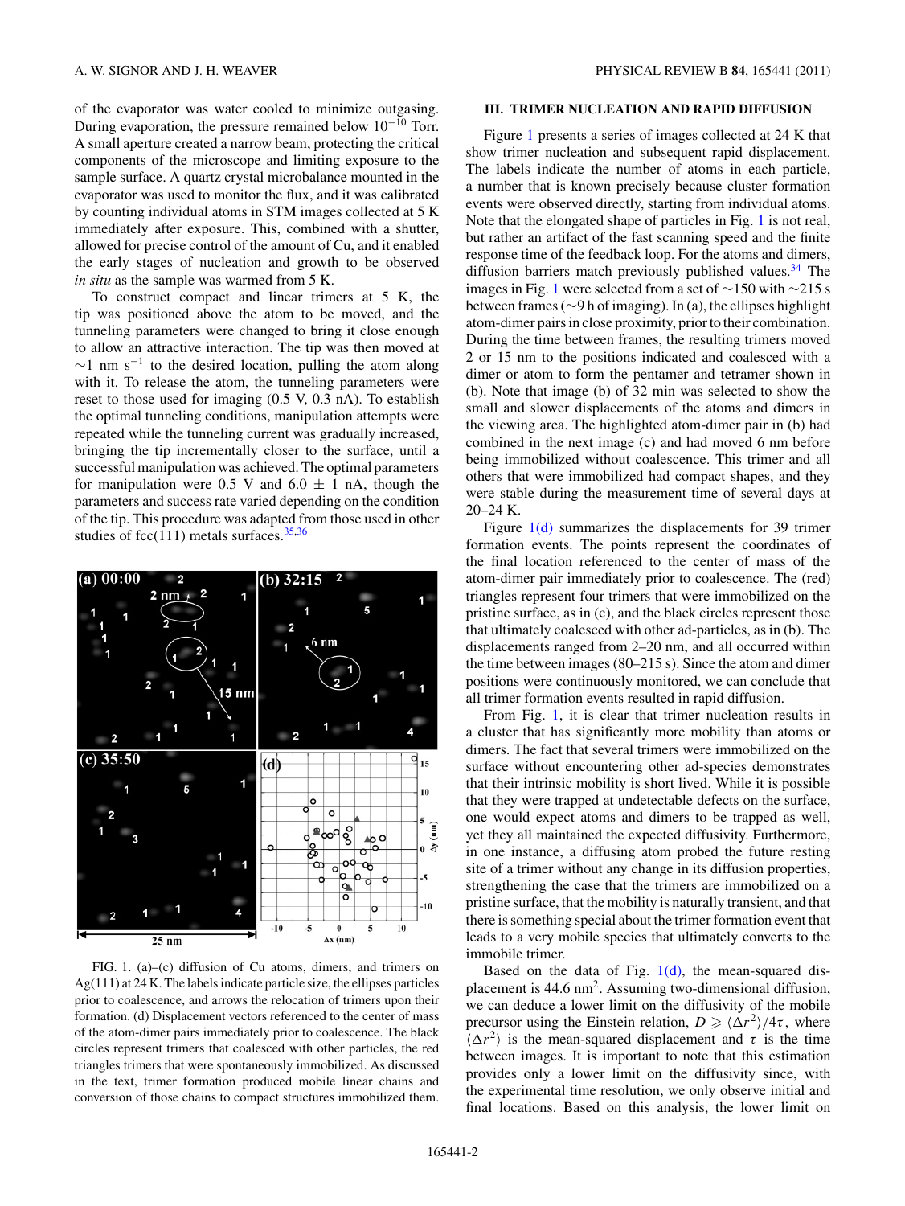of the evaporator was water cooled to minimize outgasing. During evaporation, the pressure remained below $10^{-10}$ Torr. A small aperture created a narrow beam, protecting the critical components of the microscope and limiting exposure to the sample surface. A quartz crystal microbalance mounted in the evaporator was used to monitor the flux, and it was calibrated by counting individual atoms in STM images collected at 5 K immediately after exposure. This, combined with a shutter, allowed for precise control of the amount of Cu, and it enabled the early stages of nucleation and growth to be observed *in situ* as the sample was warmed from 5 K.

To construct compact and linear trimers at 5 K, the tip was positioned above the atom to be moved, and the tunneling parameters were changed to bring it close enough to allow an attractive interaction. The tip was then moved at ~1 nm $s^{-1}$ to the desired location, pulling the atom along with it. To release the atom, the tunneling parameters were reset to those used for imaging (0.5 V, 0.3 nA). To establish the optimal tunneling conditions, manipulation attempts were repeated while the tunneling current was gradually increased, bringing the tip incrementally closer to the surface, until a successful manipulation was achieved. The optimal parameters for manipulation were 0.5 V and 6.0 ± 1 nA, though the parameters and success rate varied depending on the condition of the tip. This procedure was adapted from those used in other studies of fcc(111) metals surfaces.[35,36]

FIG. 1. (a)–(c) diffusion of Cu atoms, dimers, and trimers on Ag(111) at 24 K. The labels indicate particle size, the ellipses particles prior to coalescence, and arrows the relocation of trimers upon their formation. (d) Displacement vectors referenced to the center of mass of the atom-dimer pairs immediately prior to coalescence. The black circles represent trimers that coalesced with other particles, the red triangles trimers that were spontaneously immobilized. As discussed in the text, trimer formation produced mobile linear chains and conversion of those chains to compact structures immobilized them.

## III. TRIMER NUCLEATION AND RAPID DIFFUSION

Figure 1 presents a series of images collected at 24 K that show trimer nucleation and subsequent rapid displacement. The labels indicate the number of atoms in each particle, a number that is known precisely because cluster formation events were observed directly, starting from individual atoms. Note that the elongated shape of particles in Fig. 1 is not real, but rather an artifact of the fast scanning speed and the finite response time of the feedback loop. For the atoms and dimers, diffusion barriers match previously published values.[34] The images in Fig. 1 were selected from a set of ~150 with ~215 s between frames (~9 h of imaging). In (a), the ellipses highlight atom-dimer pairs in close proximity, prior to their combination. During the time between frames, the resulting trimers moved 2 or 15 nm to the positions indicated and coalesced with a dimer or atom to form the pentamer and tetramer shown in (b). Note that image (b) of 32 min was selected to show the small and slower displacements of the atoms and dimers in the viewing area. The highlighted atom-dimer pair in (b) had combined in the next image (c) and had moved 6 nm before being immobilized without coalescence. This trimer and all others that were immobilized had compact shapes, and they were stable during the measurement time of several days at 20–24 K.

Figure 1(d) summarizes the displacements for 39 trimer formation events. The points represent the coordinates of the final location referenced to the center of mass of the atom-dimer pair immediately prior to coalescence. The (red) triangles represent four trimers that were immobilized on the pristine surface, as in (c), and the black circles represent those that ultimately coalesced with other ad-particles, as in (b). The displacements ranged from 2–20 nm, and all occurred within the time between images (80–215 s). Since the atom and dimer positions were continuously monitored, we can conclude that all trimer formation events resulted in rapid diffusion.

From Fig. 1, it is clear that trimer nucleation results in a cluster that has significantly more mobility than atoms or dimers. The fact that several trimers were immobilized on the surface without encountering other ad-species demonstrates that their intrinsic mobility is short lived. While it is possible that they were trapped at undetectable defects on the surface, one would expect atoms and dimers to be trapped as well, yet they all maintained the expected diffusivity. Furthermore, in one instance, a diffusing atom probed the future resting site of a trimer without any change in its diffusion properties, strengthening the case that the trimers are immobilized on a pristine surface, that the mobility is naturally transient, and that there is something special about the trimer formation event that leads to a very mobile species that ultimately converts to the immobile trimer.

Based on the data of Fig. 1(d), the mean-squared displacement is 44.6 $nm^2$. Assuming two-dimensional diffusion, we can deduce a lower limit on the diffusivity of the mobile precursor using the Einstein relation, $D \geqslant \langle \Delta r^2 \rangle / 4\tau$, where $\langle \Delta r^2 \rangle$ is the mean-squared displacement and $\tau$ is the time between images. It is important to note that this estimation provides only a lower limit on the diffusivity since, with the experimental time resolution, we only observe initial and final locations. Based on this analysis, the lower limit on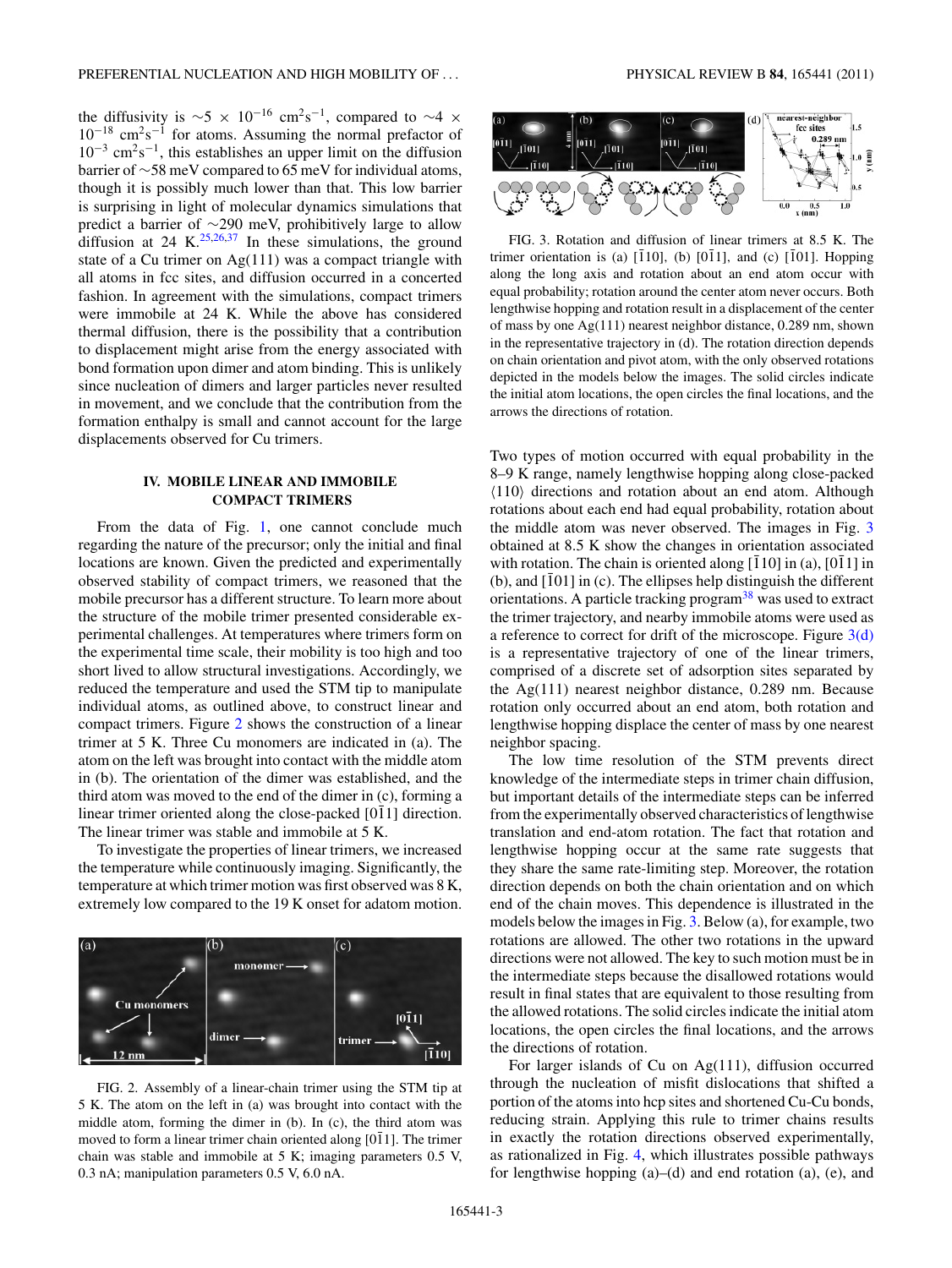the diffusivity is $\sim 5 \times 10^{-16}$ cm$^2$s$^{-1}$, compared to $\sim 4 \times 10^{-18}$ cm$^2$s$^{-1}$ for atoms. Assuming the normal prefactor of $10^{-3}$ cm$^2$s$^{-1}$, this establishes an upper limit on the diffusion barrier of ~58 meV compared to 65 meV for individual atoms, though it is possibly much lower than that. This low barrier is surprising in light of molecular dynamics simulations that predict a barrier of ~290 meV, prohibitively large to allow diffusion at 24 K.[25,26,37] In these simulations, the ground state of a Cu trimer on Ag(111) was a compact triangle with all atoms in fcc sites, and diffusion occurred in a concerted fashion. In agreement with the simulations, compact trimers were immobile at 24 K. While the above has considered thermal diffusion, there is the possibility that a contribution to displacement might arise from the energy associated with bond formation upon dimer and atom binding. This is unlikely since nucleation of dimers and larger particles never resulted in movement, and we conclude that the contribution from the formation enthalpy is small and cannot account for the large displacements observed for Cu trimers.

## IV. MOBILE LINEAR AND IMMOBILE COMPACT TRIMERS

From the data of Fig. 1, one cannot conclude much regarding the nature of the precursor; only the initial and final locations are known. Given the predicted and experimentally observed stability of compact trimers, we reasoned that the mobile precursor has a different structure. To learn more about the structure of the mobile trimer presented considerable experimental challenges. At temperatures where trimers form on the experimental time scale, their mobility is too high and too short lived to allow structural investigations. Accordingly, we reduced the temperature and used the STM tip to manipulate individual atoms, as outlined above, to construct linear and compact trimers. Figure 2 shows the construction of a linear trimer at 5 K. Three Cu monomers are indicated in (a). The atom on the left was brought into contact with the middle atom in (b). The orientation of the dimer was established, and the third atom was moved to the end of the dimer in (c), forming a linear trimer oriented along the close-packed $[0\bar{1}1]$ direction. The linear trimer was stable and immobile at 5 K.

To investigate the properties of linear trimers, we increased the temperature while continuously imaging. Significantly, the temperature at which trimer motion was first observed was 8 K, extremely low compared to the 19 K onset for adatom motion.

FIG. 2. Assembly of a linear-chain trimer using the STM tip at 5 K. The atom on the left in (a) was brought into contact with the middle atom, forming the dimer in (b). In (c), the third atom was moved to form a linear trimer chain oriented along $[0\bar{1}1]$. The trimer chain was stable and immobile at 5 K; imaging parameters 0.5 V, 0.3 nA; manipulation parameters 0.5 V, 6.0 nA.

FIG. 3. Rotation and diffusion of linear trimers at 8.5 K. The trimer orientation is (a) $[\bar{1}10]$, (b) $[0\bar{1}1]$, and (c) $[\bar{1}01]$. Hopping along the long axis and rotation about an end atom occur with equal probability; rotation around the center atom never occurs. Both lengthwise hopping and rotation result in a displacement of the center of mass by one Ag(111) nearest neighbor distance, 0.289 nm, shown in the representative trajectory in (d). The rotation direction depends on chain orientation and pivot atom, with the only observed rotations depicted in the models below the images. The solid circles indicate the initial atom locations, the open circles the final locations, and the arrows the directions of rotation.

Two types of motion occurred with equal probability in the 8–9 K range, namely lengthwise hopping along close-packed ⟨110⟩ directions and rotation about an end atom. Although rotations about each end had equal probability, rotation about the middle atom was never observed. The images in Fig. 3 obtained at 8.5 K show the changes in orientation associated with rotation. The chain is oriented along $[\bar{1}10]$ in (a), $[0\bar{1}1]$ in (b), and $[\bar{1}01]$ in (c). The ellipses help distinguish the different orientations. A particle tracking program[38] was used to extract the trimer trajectory, and nearby immobile atoms were used as a reference to correct for drift of the microscope. Figure 3(d) is a representative trajectory of one of the linear trimers, comprised of a discrete set of adsorption sites separated by the Ag(111) nearest neighbor distance, 0.289 nm. Because rotation only occurred about an end atom, both rotation and lengthwise hopping displace the center of mass by one nearest neighbor spacing.

The low time resolution of the STM prevents direct knowledge of the intermediate steps in trimer chain diffusion, but important details of the intermediate steps can be inferred from the experimentally observed characteristics of lengthwise translation and end-atom rotation. The fact that rotation and lengthwise hopping occur at the same rate suggests that they share the same rate-limiting step. Moreover, the rotation direction depends on both the chain orientation and on which end of the chain moves. This dependence is illustrated in the models below the images in Fig. 3. Below (a), for example, two rotations are allowed. The other two rotations in the upward directions were not allowed. The key to such motion must be in the intermediate steps because the disallowed rotations would result in final states that are equivalent to those resulting from the allowed rotations. The solid circles indicate the initial atom locations, the open circles the final locations, and the arrows the directions of rotation.

For larger islands of Cu on Ag(111), diffusion occurred through the nucleation of misfit dislocations that shifted a portion of the atoms into hcp sites and shortened Cu-Cu bonds, reducing strain. Applying this rule to trimer chains results in exactly the rotation directions observed experimentally, as rationalized in Fig. 4, which illustrates possible pathways for lengthwise hopping (a)–(d) and end rotation (a), (e), and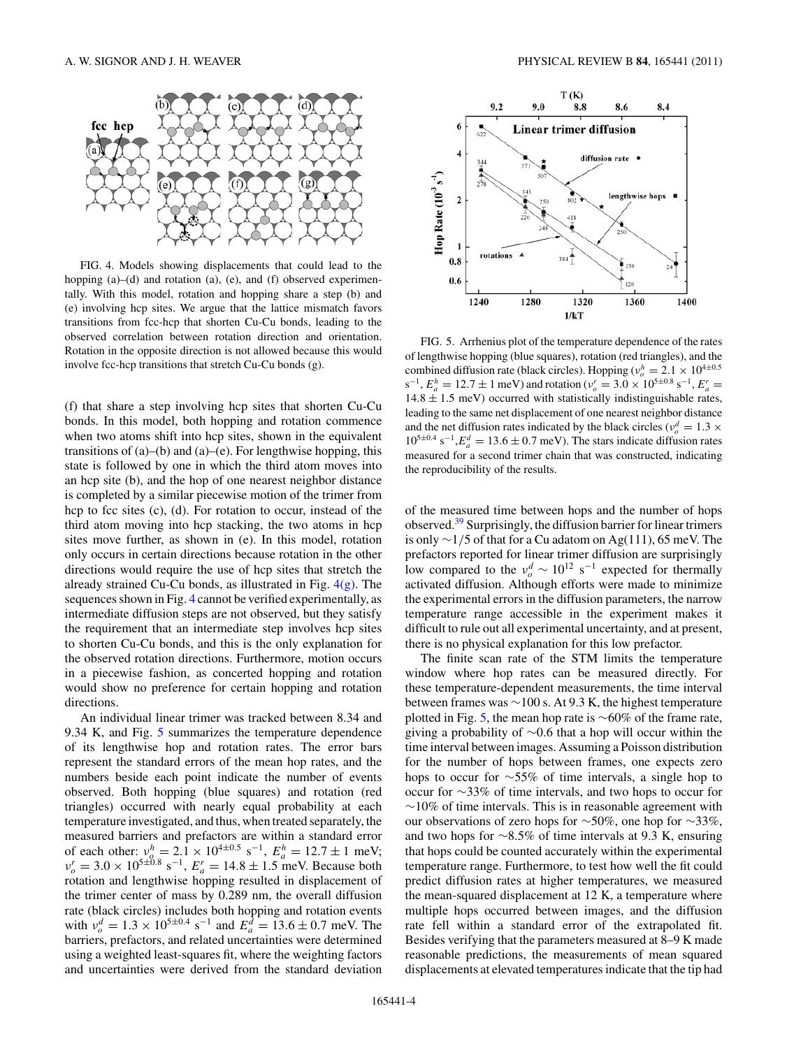FIG. 4. Models showing displacements that could lead to the hopping (a)–(d) and rotation (a), (e), and (f) observed experimentally. With this model, rotation and hopping share a step (b) and (e) involving hcp sites. We argue that the lattice mismatch favors transitions from fcc-hcp that shorten Cu-Cu bonds, leading to the observed correlation between rotation direction and orientation. Rotation in the opposite direction is not allowed because this would involve fcc-hcp transitions that stretch Cu-Cu bonds (g).

FIG. 5. Arrhenius plot of the temperature dependence of the rates of lengthwise hopping (blue squares), rotation (red triangles), and the combined diffusion rate (black circles). Hopping ($\nu_o^h = 2.1 \times 10^{4\pm0.5}$ s$^{-1}$, $E_a^h = 12.7 \pm 1$ meV) and rotation ($\nu_o^r = 3.0 \times 10^{5\pm0.8}$ s$^{-1}$, $E_a^r = 14.8 \pm 1.5$ meV) occurred with statistically indistinguishable rates, leading to the same net displacement of one nearest neighbor distance and the net diffusion rates indicated by the black circles ($\nu_o^d = 1.3 \times 10^{5\pm0.4}$ s$^{-1}$, $E_a^d = 13.6 \pm 0.7$ meV). The stars indicate diffusion rates measured for a second trimer chain that was constructed, indicating the reproducibility of the results.

(f) that share a step involving hcp sites that shorten Cu-Cu bonds. In this model, both hopping and rotation commence when two atoms shift into hcp sites, shown in the equivalent transitions of (a)–(b) and (a)–(e). For lengthwise hopping, this state is followed by one in which the third atom moves into an hcp site (b), and the hop of one nearest neighbor distance is completed by a similar piecewise motion of the trimer from hcp to fcc sites (c), (d). For rotation to occur, instead of the third atom moving into hcp stacking, the two atoms in hcp sites move further, as shown in (e). In this model, rotation only occurs in certain directions because rotation in the other directions would require the use of hcp sites that stretch the already strained Cu-Cu bonds, as illustrated in Fig. 4(g). The sequences shown in Fig. 4 cannot be verified experimentally, as intermediate diffusion steps are not observed, but they satisfy the requirement that an intermediate step involves hcp sites to shorten Cu-Cu bonds, and this is the only explanation for the observed rotation directions. Furthermore, motion occurs in a piecewise fashion, as concerted hopping and rotation would show no preference for certain hopping and rotation directions.

An individual linear trimer was tracked between 8.34 and 9.34 K, and Fig. 5 summarizes the temperature dependence of its lengthwise hop and rotation rates. The error bars represent the standard errors of the mean hop rates, and the numbers beside each point indicate the number of events observed. Both hopping (blue squares) and rotation (red triangles) occurred with nearly equal probability at each temperature investigated, and thus, when treated separately, the measured barriers and prefactors are within a standard error of each other: $\nu_o^h = 2.1 \times 10^{4\pm0.5}$ s$^{-1}$, $E_a^h = 12.7 \pm 1$ meV; $\nu_o^r = 3.0 \times 10^{5\pm0.8}$ s$^{-1}$, $E_a^r = 14.8 \pm 1.5$ meV. Because both rotation and lengthwise hopping resulted in displacement of the trimer center of mass by 0.289 nm, the overall diffusion rate (black circles) includes both hopping and rotation events with $\nu_o^d = 1.3 \times 10^{5\pm0.4}$ s$^{-1}$ and $E_a^d = 13.6 \pm 0.7$ meV. The barriers, prefactors, and related uncertainties were determined using a weighted least-squares fit, where the weighting factors and uncertainties were derived from the standard deviation of the measured time between hops and the number of hops observed.[39] Surprisingly, the diffusion barrier for linear trimers is only ∼1/5 of that for a Cu adatom on Ag(111), 65 meV. The prefactors reported for linear trimer diffusion are surprisingly low compared to the $\nu_o^d \sim 10^{12}$ s$^{-1}$ expected for thermally activated diffusion. Although efforts were made to minimize the experimental errors in the diffusion parameters, the narrow temperature range accessible in the experiment makes it difficult to rule out all experimental uncertainty, and at present, there is no physical explanation for this low prefactor.

The finite scan rate of the STM limits the temperature window where hop rates can be measured directly. For these temperature-dependent measurements, the time interval between frames was ∼100 s. At 9.3 K, the highest temperature plotted in Fig. 5, the mean hop rate is ∼60% of the frame rate, giving a probability of ∼0.6 that a hop will occur within the time interval between images. Assuming a Poisson distribution for the number of hops between frames, one expects zero hops to occur for ∼55% of time intervals, a single hop to occur for ∼33% of time intervals, and two hops to occur for ∼10% of time intervals. This is in reasonable agreement with our observations of zero hops for ∼50%, one hop for ∼33%, and two hops for ∼8.5% of time intervals at 9.3 K, ensuring that hops could be counted accurately within the experimental temperature range. Furthermore, to test how well the fit could predict diffusion rates at higher temperatures, we measured the mean-squared displacement at 12 K, a temperature where multiple hops occurred between images, and the diffusion rate fell within a standard error of the extrapolated fit. Besides verifying that the parameters measured at 8–9 K made reasonable predictions, the measurements of mean squared displacements at elevated temperatures indicate that the tip had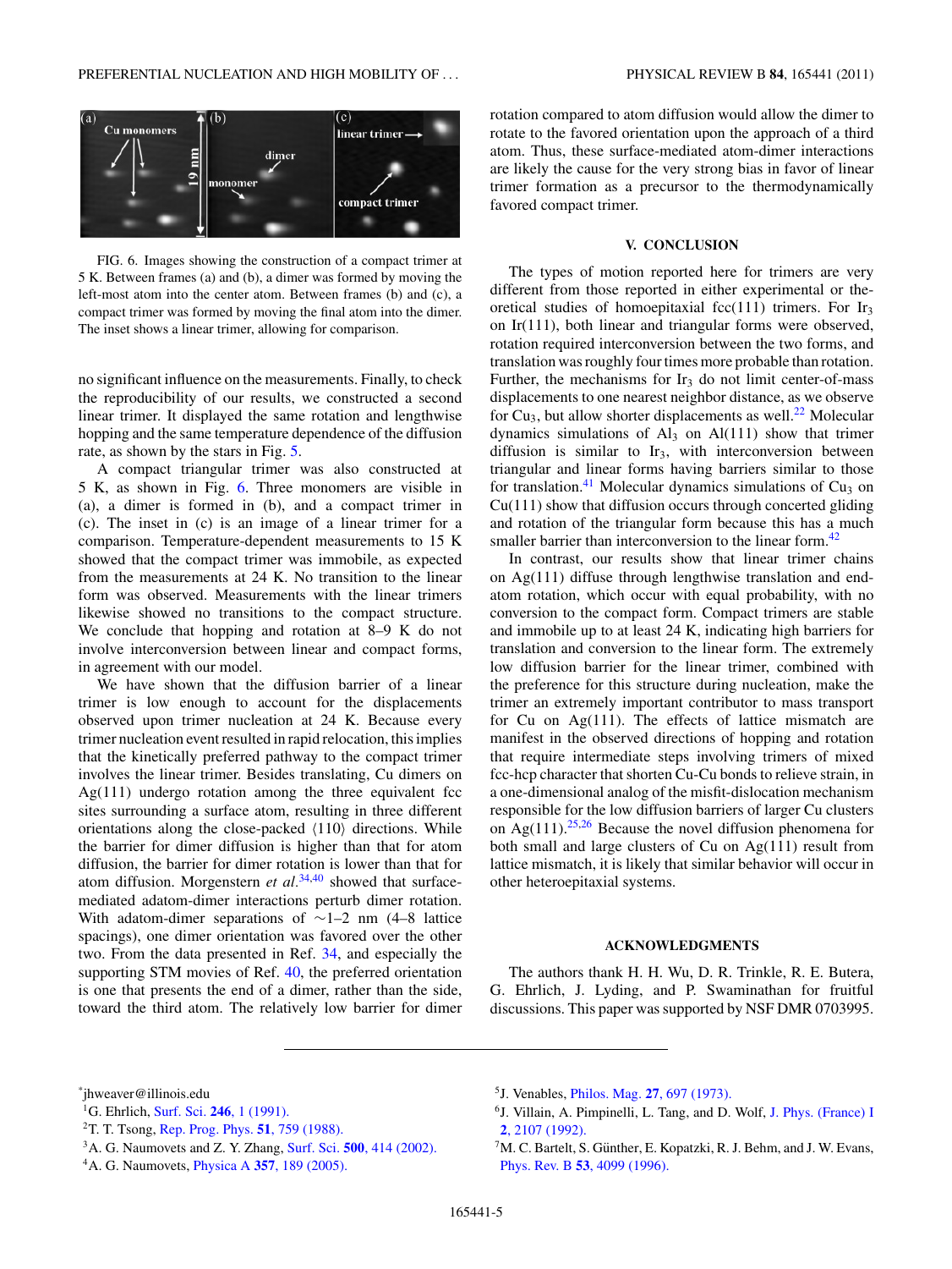FIG. 6. Images showing the construction of a compact trimer at 5 K. Between frames (a) and (b), a dimer was formed by moving the left-most atom into the center atom. Between frames (b) and (c), a compact trimer was formed by moving the final atom into the dimer. The inset shows a linear trimer, allowing for comparison.

no significant influence on the measurements. Finally, to check the reproducibility of our results, we constructed a second linear trimer. It displayed the same rotation and lengthwise hopping and the same temperature dependence of the diffusion rate, as shown by the stars in Fig. 5.

A compact triangular trimer was also constructed at 5 K, as shown in Fig. 6. Three monomers are visible in (a), a dimer is formed in (b), and a compact trimer in (c). The inset in (c) is an image of a linear trimer for a comparison. Temperature-dependent measurements to 15 K showed that the compact trimer was immobile, as expected from the measurements at 24 K. No transition to the linear form was observed. Measurements with the linear trimers likewise showed no transitions to the compact structure. We conclude that hopping and rotation at 8–9 K do not involve interconversion between linear and compact forms, in agreement with our model.

We have shown that the diffusion barrier of a linear trimer is low enough to account for the displacements observed upon trimer nucleation at 24 K. Because every trimer nucleation event resulted in rapid relocation, this implies that the kinetically preferred pathway to the compact trimer involves the linear trimer. Besides translating, Cu dimers on Ag(111) undergo rotation among the three equivalent fcc sites surrounding a surface atom, resulting in three different orientations along the close-packed ⟨110⟩ directions. While the barrier for dimer diffusion is higher than that for atom diffusion, the barrier for dimer rotation is lower than that for atom diffusion. Morgenstern *et al.*[34,40] showed that surface-mediated adatom-dimer interactions perturb dimer rotation. With adatom-dimer separations of ~1–2 nm (4–8 lattice spacings), one dimer orientation was favored over the other two. From the data presented in Ref. 34, and especially the supporting STM movies of Ref. 40, the preferred orientation is one that presents the end of a dimer, rather than the side, toward the third atom. The relatively low barrier for dimer rotation compared to atom diffusion would allow the dimer to rotate to the favored orientation upon the approach of a third atom. Thus, these surface-mediated atom-dimer interactions are likely the cause for the very strong bias in favor of linear trimer formation as a precursor to the thermodynamically favored compact trimer.

## V. CONCLUSION

The types of motion reported here for trimers are very different from those reported in either experimental or theoretical studies of homoepitaxial fcc(111) trimers. For $Ir_3$ on Ir(111), both linear and triangular forms were observed, rotation required interconversion between the two forms, and translation was roughly four times more probable than rotation. Further, the mechanisms for $Ir_3$ do not limit center-of-mass displacements to one nearest neighbor distance, as we observe for $Cu_3$, but allow shorter displacements as well.[22] Molecular dynamics simulations of $Al_3$ on Al(111) show that trimer diffusion is similar to $Ir_3$, with interconversion between triangular and linear forms having barriers similar to those for translation.[41] Molecular dynamics simulations of $Cu_3$ on Cu(111) show that diffusion occurs through concerted gliding and rotation of the triangular form because this has a much smaller barrier than interconversion to the linear form.[42]

In contrast, our results show that linear trimer chains on Ag(111) diffuse through lengthwise translation and end-atom rotation, which occur with equal probability, with no conversion to the compact form. Compact trimers are stable and immobile up to at least 24 K, indicating high barriers for translation and conversion to the linear form. The extremely low diffusion barrier for the linear trimer, combined with the preference for this structure during nucleation, make the trimer an extremely important contributor to mass transport for Cu on Ag(111). The effects of lattice mismatch are manifest in the observed directions of hopping and rotation that require intermediate steps involving trimers of mixed fcc-hcp character that shorten Cu-Cu bonds to relieve strain, in a one-dimensional analog of the misfit-dislocation mechanism responsible for the low diffusion barriers of larger Cu clusters on Ag(111).[25,26] Because the novel diffusion phenomena for both small and large clusters of Cu on Ag(111) result from lattice mismatch, it is likely that similar behavior will occur in other heteroepitaxial systems.

## ACKNOWLEDGMENTS

The authors thank H. H. Wu, D. R. Trinkle, R. E. Butera, G. Ehrlich, J. Lyding, and P. Swaminathan for fruitful discussions. This paper was supported by NSF DMR 0703995.

---

*jhweaver@illinois.edu

[1] G. Ehrlich, Surf. Sci. **246**, 1 (1991).

[2] T. T. Tsong, Rep. Prog. Phys. **51**, 759 (1988).

[3] A. G. Naumovets and Z. Y. Zhang, Surf. Sci. **500**, 414 (2002).

[4] A. G. Naumovets, Physica A **357**, 189 (2005).

[5] J. Venables, Philos. Mag. **27**, 697 (1973).

[6] J. Villain, A. Pimpinelli, L. Tang, and D. Wolf, J. Phys. (France) I **2**, 2107 (1992).

[7] M. C. Bartelt, S. Günther, E. Kopatzki, R. J. Behm, and J. W. Evans, Phys. Rev. B **53**, 4099 (1996).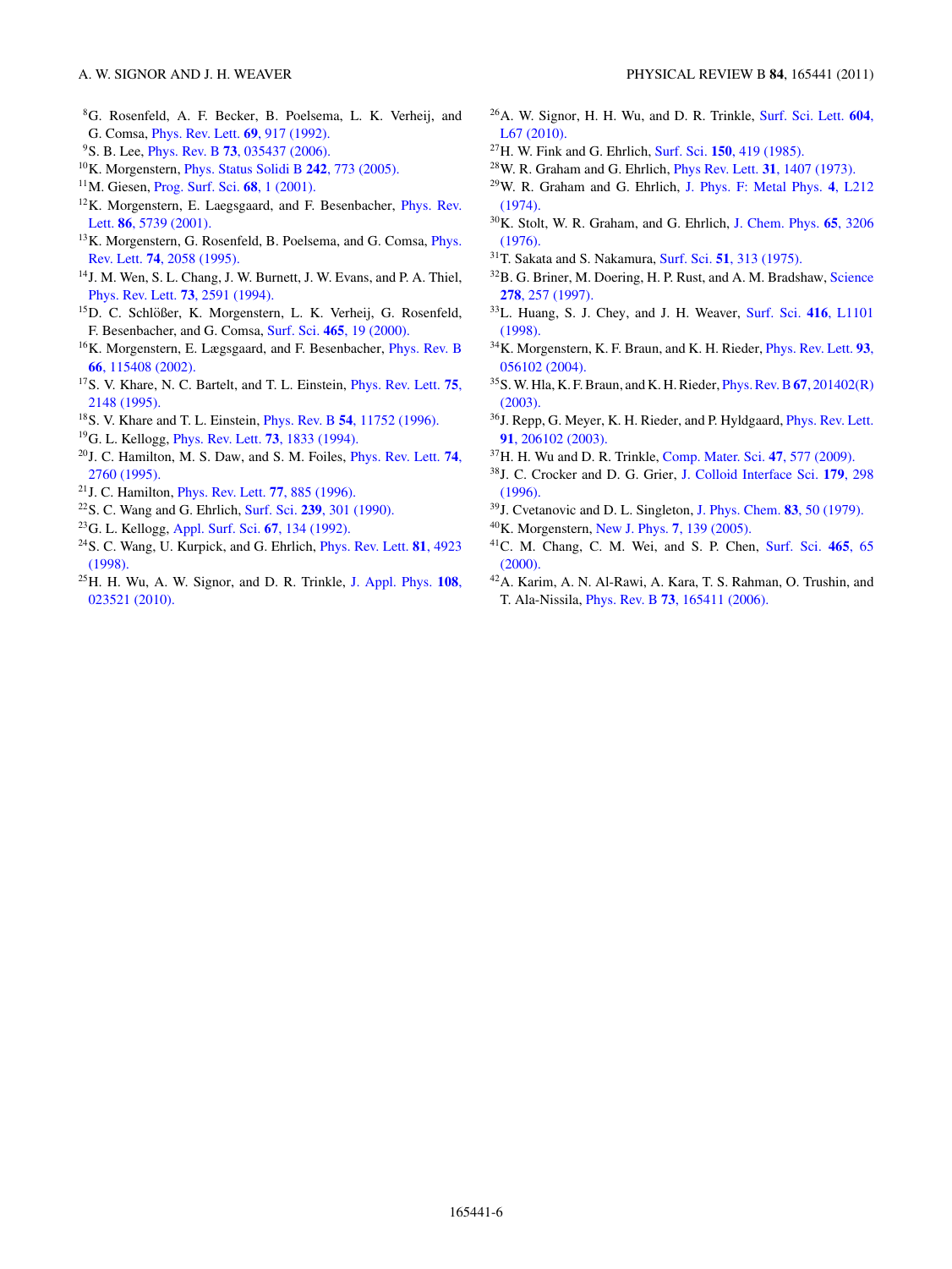[8] G. Rosenfeld, A. F. Becker, B. Poelsema, L. K. Verheij, and G. Comsa, Phys. Rev. Lett. **69**, 917 (1992).

[9] S. B. Lee, Phys. Rev. B **73**, 035437 (2006).

[10] K. Morgenstern, Phys. Status Solidi B **242**, 773 (2005).

[11] M. Giesen, Prog. Surf. Sci. **68**, 1 (2001).

[12] K. Morgenstern, E. Laegsgaard, and F. Besenbacher, Phys. Rev. Lett. **86**, 5739 (2001).

[13] K. Morgenstern, G. Rosenfeld, B. Poelsema, and G. Comsa, Phys. Rev. Lett. **74**, 2058 (1995).

[14] J. M. Wen, S. L. Chang, J. W. Burnett, J. W. Evans, and P. A. Thiel, Phys. Rev. Lett. **73**, 2591 (1994).

[15] D. C. Schlößer, K. Morgenstern, L. K. Verheij, G. Rosenfeld, F. Besenbacher, and G. Comsa, Surf. Sci. **465**, 19 (2000).

[16] K. Morgenstern, E. Lægsgaard, and F. Besenbacher, Phys. Rev. B **66**, 115408 (2002).

[17] S. V. Khare, N. C. Bartelt, and T. L. Einstein, Phys. Rev. Lett. **75**, 2148 (1995).

[18] S. V. Khare and T. L. Einstein, Phys. Rev. B **54**, 11752 (1996).

[19] G. L. Kellogg, Phys. Rev. Lett. **73**, 1833 (1994).

[20] J. C. Hamilton, M. S. Daw, and S. M. Foiles, Phys. Rev. Lett. **74**, 2760 (1995).

[21] J. C. Hamilton, Phys. Rev. Lett. **77**, 885 (1996).

[22] S. C. Wang and G. Ehrlich, Surf. Sci. **239**, 301 (1990).

[23] G. L. Kellogg, Appl. Surf. Sci. **67**, 134 (1992).

[24] S. C. Wang, U. Kurpick, and G. Ehrlich, Phys. Rev. Lett. **81**, 4923 (1998).

[25] H. H. Wu, A. W. Signor, and D. R. Trinkle, J. Appl. Phys. **108**, 023521 (2010).

[26] A. W. Signor, H. H. Wu, and D. R. Trinkle, Surf. Sci. Lett. **604**, L67 (2010).

[27] H. W. Fink and G. Ehrlich, Surf. Sci. **150**, 419 (1985).

[28] W. R. Graham and G. Ehrlich, Phys Rev. Lett. **31**, 1407 (1973).

[29] W. R. Graham and G. Ehrlich, J. Phys. F: Metal Phys. **4**, L212 (1974).

[30] K. Stolt, W. R. Graham, and G. Ehrlich, J. Chem. Phys. **65**, 3206 (1976).

[31] T. Sakata and S. Nakamura, Surf. Sci. **51**, 313 (1975).

[32] B. G. Briner, M. Doering, H. P. Rust, and A. M. Bradshaw, Science **278**, 257 (1997).

[33] L. Huang, S. J. Chey, and J. H. Weaver, Surf. Sci. **416**, L1101 (1998).

[34] K. Morgenstern, K. F. Braun, and K. H. Rieder, Phys. Rev. Lett. **93**, 056102 (2004).

[35] S. W. Hla, K. F. Braun, and K. H. Rieder, Phys. Rev. B **67**, 201402(R) (2003).

[36] J. Repp, G. Meyer, K. H. Rieder, and P. Hyldgaard, Phys. Rev. Lett. **91**, 206102 (2003).

[37] H. H. Wu and D. R. Trinkle, Comp. Mater. Sci. **47**, 577 (2009).

[38] J. C. Crocker and D. G. Grier, J. Colloid Interface Sci. **179**, 298 (1996).

[39] J. Cvetanovic and D. L. Singleton, J. Phys. Chem. **83**, 50 (1979).

[40] K. Morgenstern, New J. Phys. **7**, 139 (2005).

[41] C. M. Chang, C. M. Wei, and S. P. Chen, Surf. Sci. **465**, 65 (2000).

[42] A. Karim, A. N. Al-Rawi, A. Kara, T. S. Rahman, O. Trushin, and T. Ala-Nissila, Phys. Rev. B **73**, 165411 (2006).